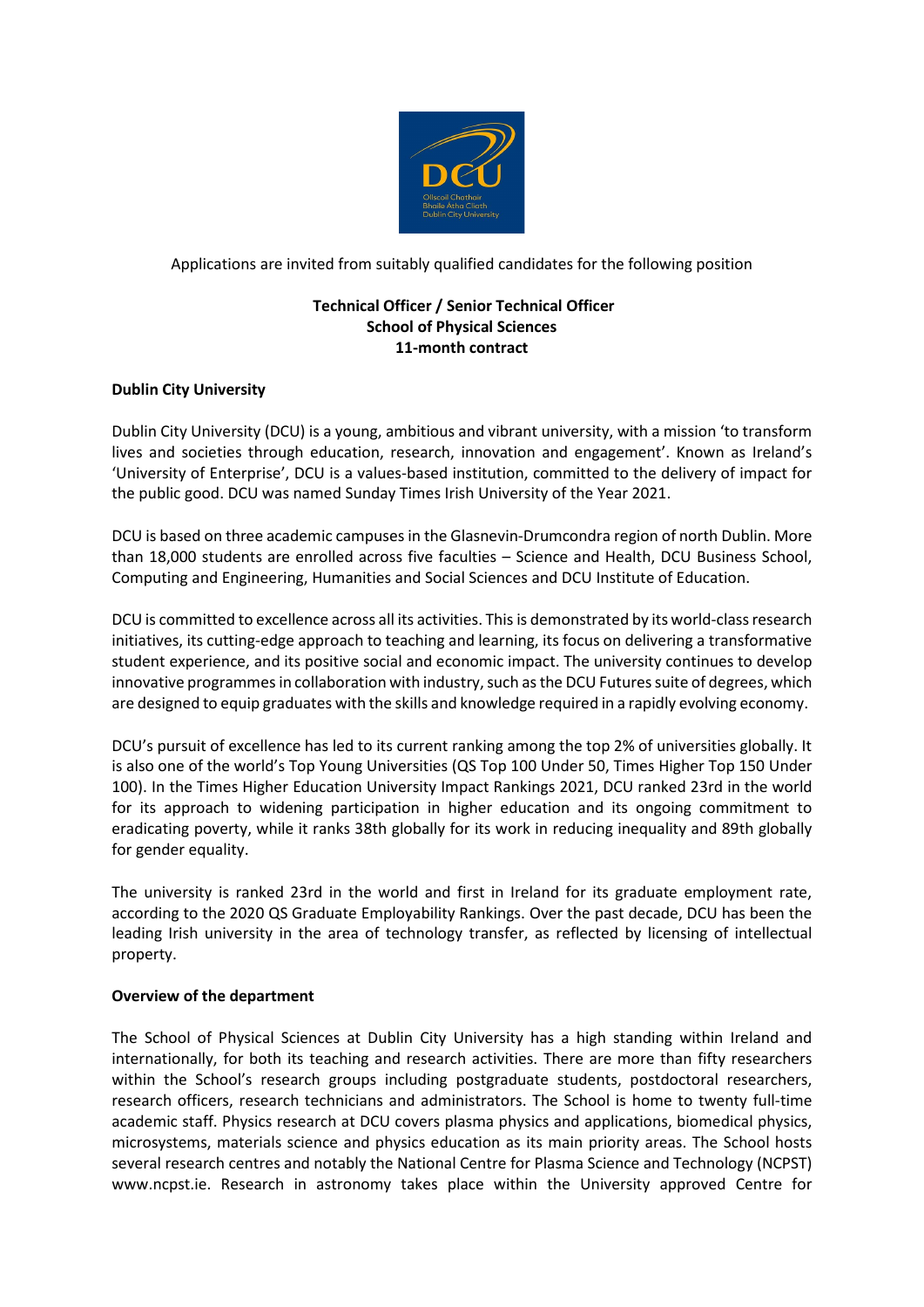Applications are invited from suitably qualified candidates for the following position

**Technical Officer / Senior Technical Officer**
**School of Physical Sciences**
**11-month contract**

**Dublin City University**

Dublin City University (DCU) is a young, ambitious and vibrant university, with a mission 'to transform lives and societies through education, research, innovation and engagement'. Known as Ireland's 'University of Enterprise', DCU is a values-based institution, committed to the delivery of impact for the public good. DCU was named Sunday Times Irish University of the Year 2021.

DCU is based on three academic campuses in the Glasnevin-Drumcondra region of north Dublin. More than 18,000 students are enrolled across five faculties – Science and Health, DCU Business School, Computing and Engineering, Humanities and Social Sciences and DCU Institute of Education.

DCU is committed to excellence across all its activities. This is demonstrated by its world-class research initiatives, its cutting-edge approach to teaching and learning, its focus on delivering a transformative student experience, and its positive social and economic impact. The university continues to develop innovative programmes in collaboration with industry, such as the DCU Futures suite of degrees, which are designed to equip graduates with the skills and knowledge required in a rapidly evolving economy.

DCU's pursuit of excellence has led to its current ranking among the top 2% of universities globally. It is also one of the world's Top Young Universities (QS Top 100 Under 50, Times Higher Top 150 Under 100). In the Times Higher Education University Impact Rankings 2021, DCU ranked 23rd in the world for its approach to widening participation in higher education and its ongoing commitment to eradicating poverty, while it ranks 38th globally for its work in reducing inequality and 89th globally for gender equality.

The university is ranked 23rd in the world and first in Ireland for its graduate employment rate, according to the 2020 QS Graduate Employability Rankings. Over the past decade, DCU has been the leading Irish university in the area of technology transfer, as reflected by licensing of intellectual property.

**Overview of the department**

The School of Physical Sciences at Dublin City University has a high standing within Ireland and internationally, for both its teaching and research activities. There are more than fifty researchers within the School's research groups including postgraduate students, postdoctoral researchers, research officers, research technicians and administrators. The School is home to twenty full-time academic staff. Physics research at DCU covers plasma physics and applications, biomedical physics, microsystems, materials science and physics education as its main priority areas. The School hosts several research centres and notably the National Centre for Plasma Science and Technology (NCPST) www.ncpst.ie. Research in astronomy takes place within the University approved Centre for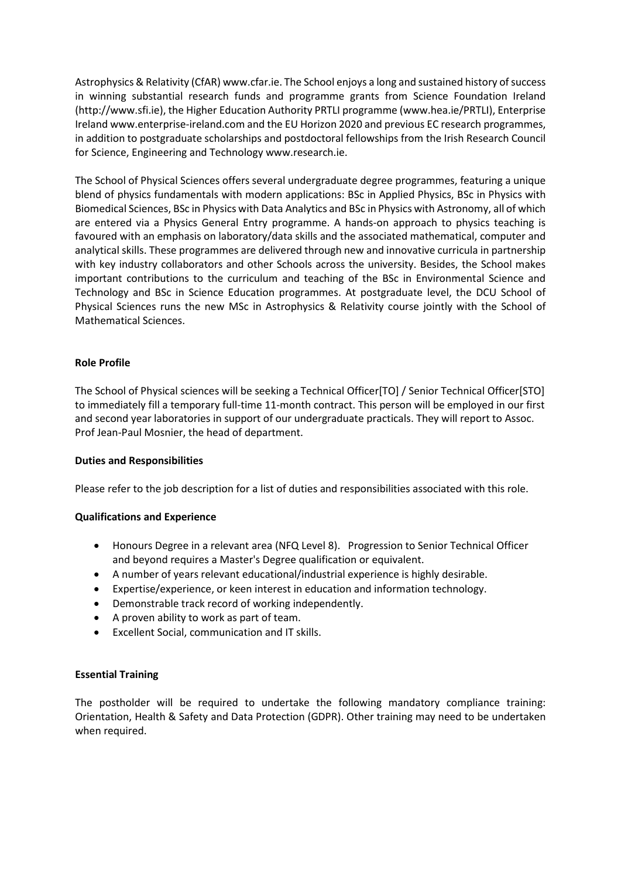Astrophysics & Relativity (CfAR) www.cfar.ie. The School enjoys a long and sustained history of success in winning substantial research funds and programme grants from Science Foundation Ireland (http://www.sfi.ie), the Higher Education Authority PRTLI programme (www.hea.ie/PRTLI), Enterprise Ireland www.enterprise-ireland.com and the EU Horizon 2020 and previous EC research programmes, in addition to postgraduate scholarships and postdoctoral fellowships from the Irish Research Council for Science, Engineering and Technology www.research.ie.

The School of Physical Sciences offers several undergraduate degree programmes, featuring a unique blend of physics fundamentals with modern applications: BSc in Applied Physics, BSc in Physics with Biomedical Sciences, BSc in Physics with Data Analytics and BSc in Physics with Astronomy, all of which are entered via a Physics General Entry programme. A hands-on approach to physics teaching is favoured with an emphasis on laboratory/data skills and the associated mathematical, computer and analytical skills. These programmes are delivered through new and innovative curricula in partnership with key industry collaborators and other Schools across the university. Besides, the School makes important contributions to the curriculum and teaching of the BSc in Environmental Science and Technology and BSc in Science Education programmes. At postgraduate level, the DCU School of Physical Sciences runs the new MSc in Astrophysics & Relativity course jointly with the School of Mathematical Sciences.

**Role Profile**

The School of Physical sciences will be seeking a Technical Officer[TO] / Senior Technical Officer[STO] to immediately fill a temporary full-time 11-month contract. This person will be employed in our first and second year laboratories in support of our undergraduate practicals. They will report to Assoc. Prof Jean-Paul Mosnier, the head of department.

**Duties and Responsibilities**

Please refer to the job description for a list of duties and responsibilities associated with this role.

**Qualifications and Experience**

- Honours Degree in a relevant area (NFQ Level 8). Progression to Senior Technical Officer and beyond requires a Master's Degree qualification or equivalent.
- A number of years relevant educational/industrial experience is highly desirable.
- Expertise/experience, or keen interest in education and information technology.
- Demonstrable track record of working independently.
- A proven ability to work as part of team.
- Excellent Social, communication and IT skills.

**Essential Training**

The postholder will be required to undertake the following mandatory compliance training: Orientation, Health & Safety and Data Protection (GDPR). Other training may need to be undertaken when required.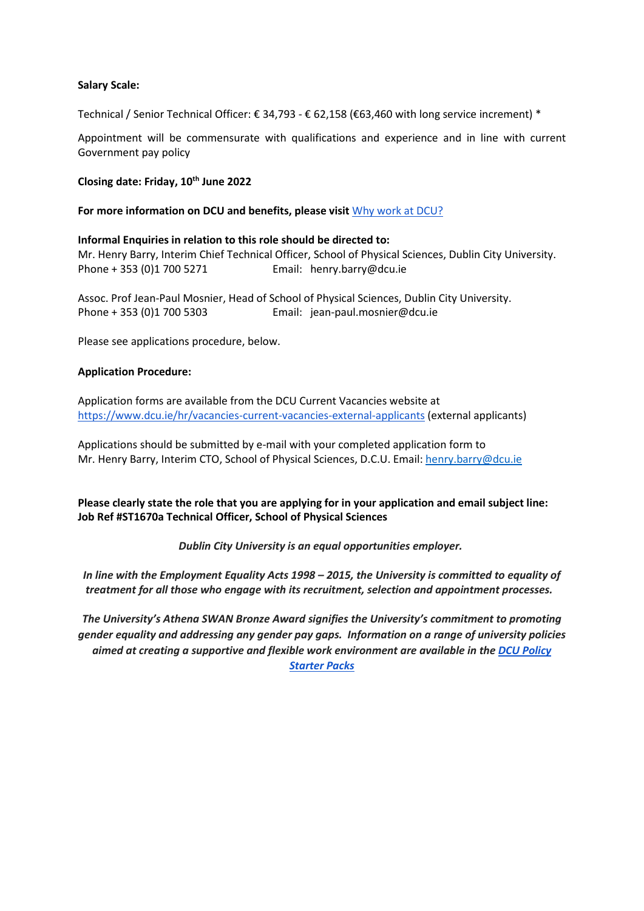**Salary Scale:**

Technical / Senior Technical Officer: € 34,793 - € 62,158 (€63,460 with long service increment) *

Appointment will be commensurate with qualifications and experience and in line with current Government pay policy

**Closing date: Friday, 10th June 2022**

**For more information on DCU and benefits, please visit** [Why work at DCU?]

**Informal Enquiries in relation to this role should be directed to:**
Mr. Henry Barry, Interim Chief Technical Officer, School of Physical Sciences, Dublin City University.
Phone + 353 (0)1 700 5271 Email: henry.barry@dcu.ie

Assoc. Prof Jean-Paul Mosnier, Head of School of Physical Sciences, Dublin City University.
Phone + 353 (0)1 700 5303 Email: jean-paul.mosnier@dcu.ie

Please see applications procedure, below.

**Application Procedure:**

Application forms are available from the DCU Current Vacancies website at https://www.dcu.ie/hr/vacancies-current-vacancies-external-applicants (external applicants)

Applications should be submitted by e-mail with your completed application form to
Mr. Henry Barry, Interim CTO, School of Physical Sciences, D.C.U. Email: henry.barry@dcu.ie

**Please clearly state the role that you are applying for in your application and email subject line: Job Ref #ST1670a Technical Officer, School of Physical Sciences**

***Dublin City University is an equal opportunities employer.***

***In line with the Employment Equality Acts 1998 – 2015, the University is committed to equality of treatment for all those who engage with its recruitment, selection and appointment processes.***

***The University's Athena SWAN Bronze Award signifies the University's commitment to promoting gender equality and addressing any gender pay gaps. Information on a range of university policies aimed at creating a supportive and flexible work environment are available in the DCU Policy Starter Packs***